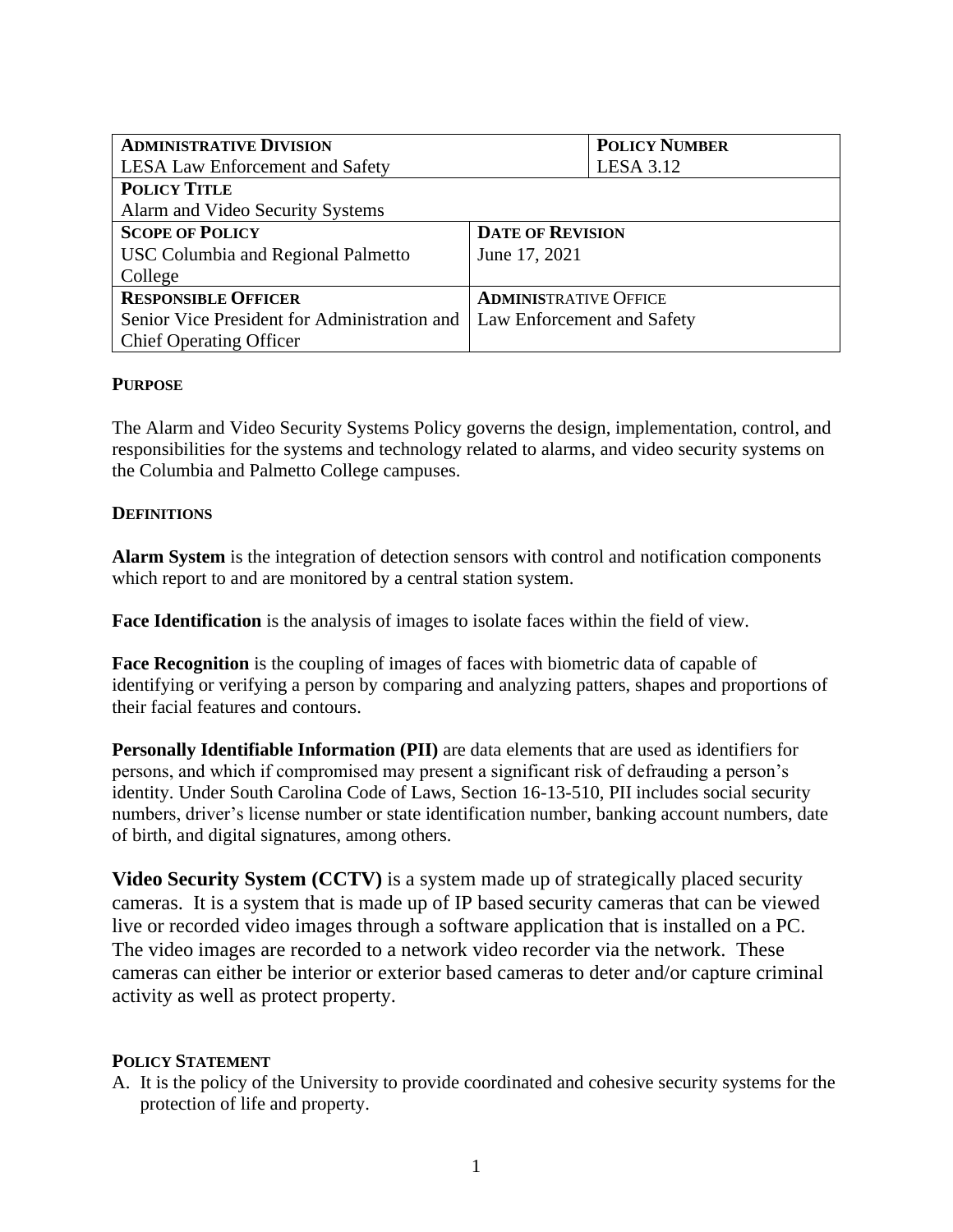| **ADMINISTRATIVE DIVISION** | | **POLICY NUMBER** |
|---|---|---|
| LESA Law Enforcement and Safety | | LESA 3.12 |
| **POLICY TITLE** | | |
| Alarm and Video Security Systems | | |
| **SCOPE OF POLICY** | **DATE OF REVISION** | |
| USC Columbia and Regional Palmetto College | June 17, 2021 | |
| **RESPONSIBLE OFFICER** | **ADMINISTRATIVE OFFICE** | |
| Senior Vice President for Administration and Chief Operating Officer | Law Enforcement and Safety | |

## PURPOSE

The Alarm and Video Security Systems Policy governs the design, implementation, control, and responsibilities for the systems and technology related to alarms, and video security systems on the Columbia and Palmetto College campuses.

## DEFINITIONS

**Alarm System** is the integration of detection sensors with control and notification components which report to and are monitored by a central station system.

**Face Identification** is the analysis of images to isolate faces within the field of view.

**Face Recognition** is the coupling of images of faces with biometric data of capable of identifying or verifying a person by comparing and analyzing patters, shapes and proportions of their facial features and contours.

**Personally Identifiable Information (PII)** are data elements that are used as identifiers for persons, and which if compromised may present a significant risk of defrauding a person's identity. Under South Carolina Code of Laws, Section 16-13-510, PII includes social security numbers, driver's license number or state identification number, banking account numbers, date of birth, and digital signatures, among others.

**Video Security System (CCTV)** is a system made up of strategically placed security cameras. It is a system that is made up of IP based security cameras that can be viewed live or recorded video images through a software application that is installed on a PC. The video images are recorded to a network video recorder via the network. These cameras can either be interior or exterior based cameras to deter and/or capture criminal activity as well as protect property.

## POLICY STATEMENT

A. It is the policy of the University to provide coordinated and cohesive security systems for the protection of life and property.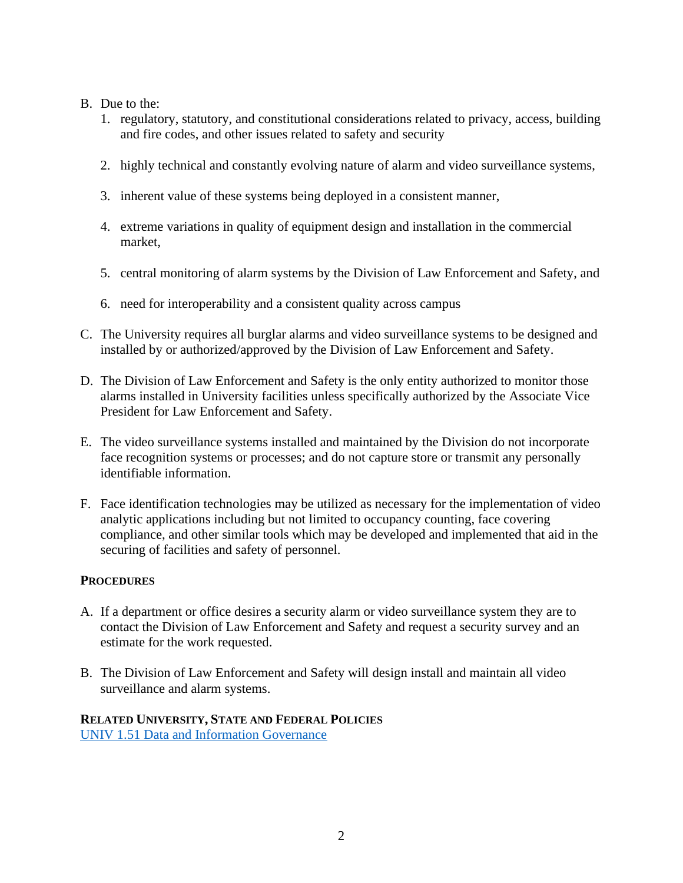B. Due to the:
   1. regulatory, statutory, and constitutional considerations related to privacy, access, building and fire codes, and other issues related to safety and security

   2. highly technical and constantly evolving nature of alarm and video surveillance systems,

   3. inherent value of these systems being deployed in a consistent manner,

   4. extreme variations in quality of equipment design and installation in the commercial market,

   5. central monitoring of alarm systems by the Division of Law Enforcement and Safety, and

   6. need for interoperability and a consistent quality across campus

C. The University requires all burglar alarms and video surveillance systems to be designed and installed by or authorized/approved by the Division of Law Enforcement and Safety.

D. The Division of Law Enforcement and Safety is the only entity authorized to monitor those alarms installed in University facilities unless specifically authorized by the Associate Vice President for Law Enforcement and Safety.

E. The video surveillance systems installed and maintained by the Division do not incorporate face recognition systems or processes; and do not capture store or transmit any personally identifiable information.

F. Face identification technologies may be utilized as necessary for the implementation of video analytic applications including but not limited to occupancy counting, face covering compliance, and other similar tools which may be developed and implemented that aid in the securing of facilities and safety of personnel.

**PROCEDURES**

A. If a department or office desires a security alarm or video surveillance system they are to contact the Division of Law Enforcement and Safety and request a security survey and an estimate for the work requested.

B. The Division of Law Enforcement and Safety will design install and maintain all video surveillance and alarm systems.

**RELATED UNIVERSITY, STATE AND FEDERAL POLICIES**

UNIV 1.51 Data and Information Governance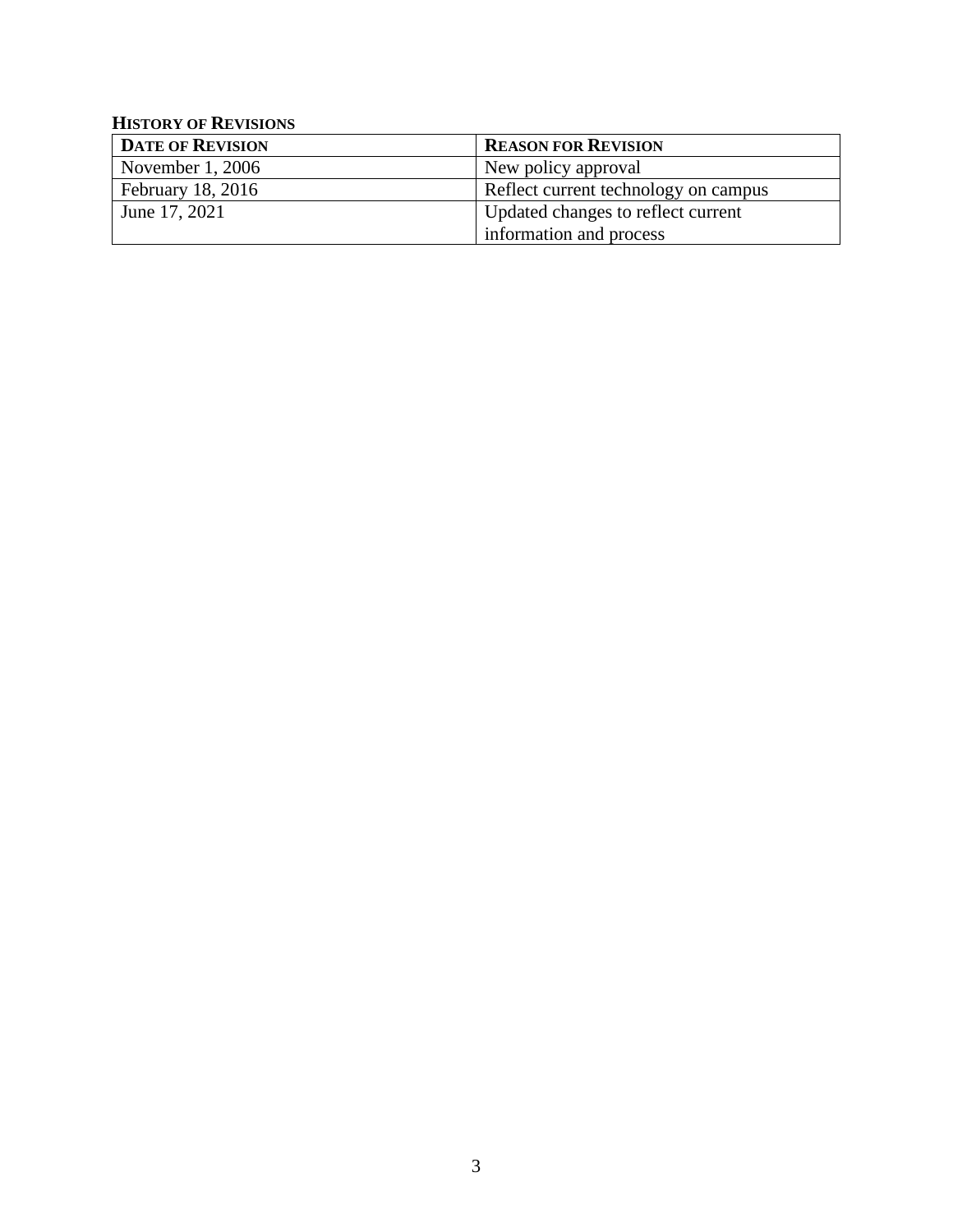**HISTORY OF REVISIONS**

| DATE OF REVISION | REASON FOR REVISION |
| --- | --- |
| November 1, 2006 | New policy approval |
| February 18, 2016 | Reflect current technology on campus |
| June 17, 2021 | Updated changes to reflect current information and process |